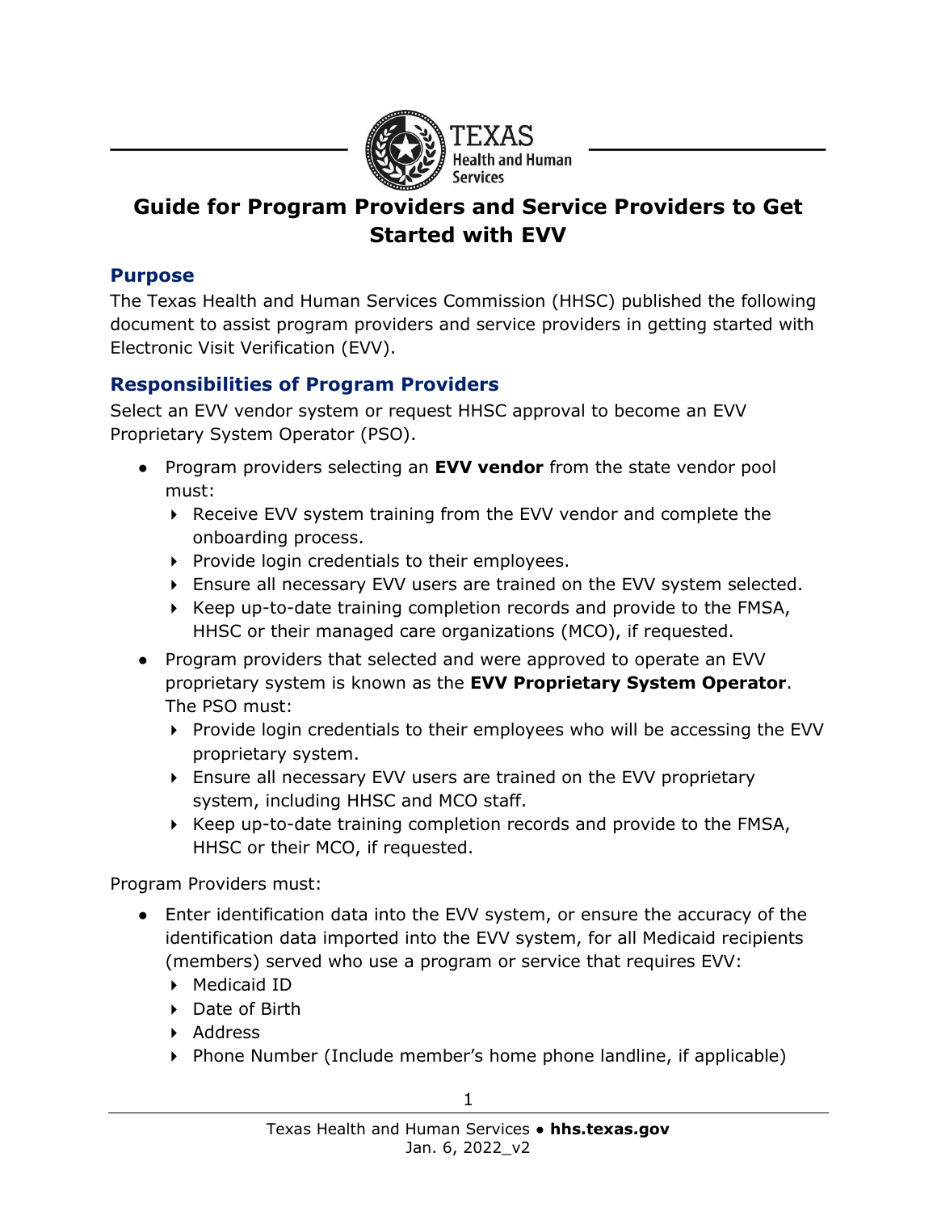# Guide for Program Providers and Service Providers to Get Started with EVV

## Purpose

The Texas Health and Human Services Commission (HHSC) published the following document to assist program providers and service providers in getting started with Electronic Visit Verification (EVV).

## Responsibilities of Program Providers

Select an EVV vendor system or request HHSC approval to become an EVV Proprietary System Operator (PSO).

- Program providers selecting an **EVV vendor** from the state vendor pool must:
  - Receive EVV system training from the EVV vendor and complete the onboarding process.
  - Provide login credentials to their employees.
  - Ensure all necessary EVV users are trained on the EVV system selected.
  - Keep up-to-date training completion records and provide to the FMSA, HHSC or their managed care organizations (MCO), if requested.
- Program providers that selected and were approved to operate an EVV proprietary system is known as the **EVV Proprietary System Operator**. The PSO must:
  - Provide login credentials to their employees who will be accessing the EVV proprietary system.
  - Ensure all necessary EVV users are trained on the EVV proprietary system, including HHSC and MCO staff.
  - Keep up-to-date training completion records and provide to the FMSA, HHSC or their MCO, if requested.

Program Providers must:

- Enter identification data into the EVV system, or ensure the accuracy of the identification data imported into the EVV system, for all Medicaid recipients (members) served who use a program or service that requires EVV:
  - Medicaid ID
  - Date of Birth
  - Address
  - Phone Number (Include member's home phone landline, if applicable)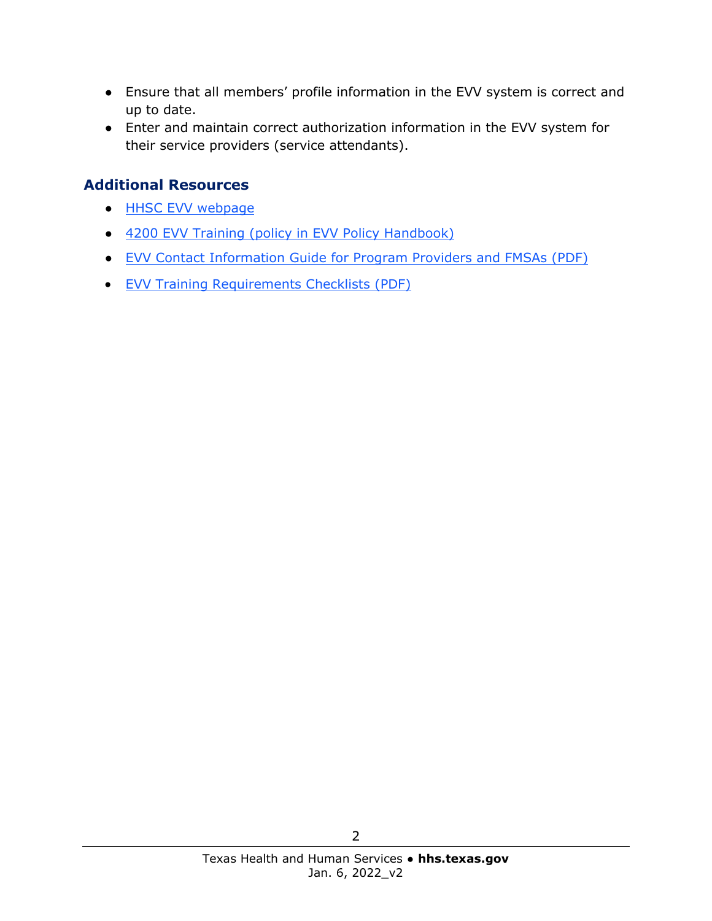- Ensure that all members' profile information in the EVV system is correct and up to date.
- Enter and maintain correct authorization information in the EVV system for their service providers (service attendants).

## Additional Resources

- HHSC EVV webpage
- 4200 EVV Training (policy in EVV Policy Handbook)
- EVV Contact Information Guide for Program Providers and FMSAs (PDF)
- EVV Training Requirements Checklists (PDF)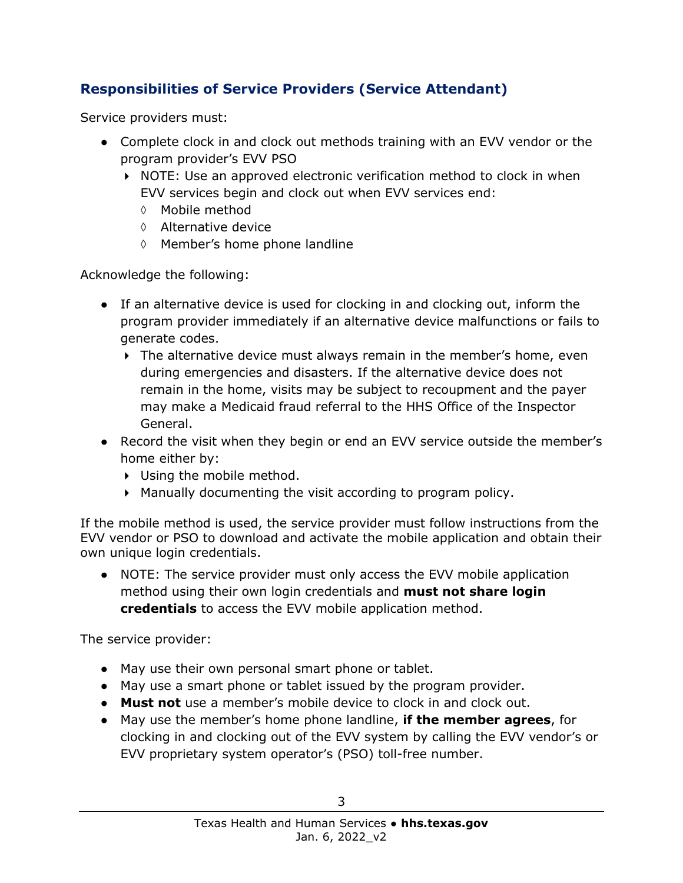## Responsibilities of Service Providers (Service Attendant)

Service providers must:

- Complete clock in and clock out methods training with an EVV vendor or the program provider's EVV PSO
  - NOTE: Use an approved electronic verification method to clock in when EVV services begin and clock out when EVV services end:
    - Mobile method
    - Alternative device
    - Member's home phone landline

Acknowledge the following:

- If an alternative device is used for clocking in and clocking out, inform the program provider immediately if an alternative device malfunctions or fails to generate codes.
  - The alternative device must always remain in the member's home, even during emergencies and disasters. If the alternative device does not remain in the home, visits may be subject to recoupment and the payer may make a Medicaid fraud referral to the HHS Office of the Inspector General.
- Record the visit when they begin or end an EVV service outside the member's home either by:
  - Using the mobile method.
  - Manually documenting the visit according to program policy.

If the mobile method is used, the service provider must follow instructions from the EVV vendor or PSO to download and activate the mobile application and obtain their own unique login credentials.

- NOTE: The service provider must only access the EVV mobile application method using their own login credentials and **must not share login credentials** to access the EVV mobile application method.

The service provider:

- May use their own personal smart phone or tablet.
- May use a smart phone or tablet issued by the program provider.
- **Must not** use a member's mobile device to clock in and clock out.
- May use the member's home phone landline, **if the member agrees**, for clocking in and clocking out of the EVV system by calling the EVV vendor's or EVV proprietary system operator's (PSO) toll-free number.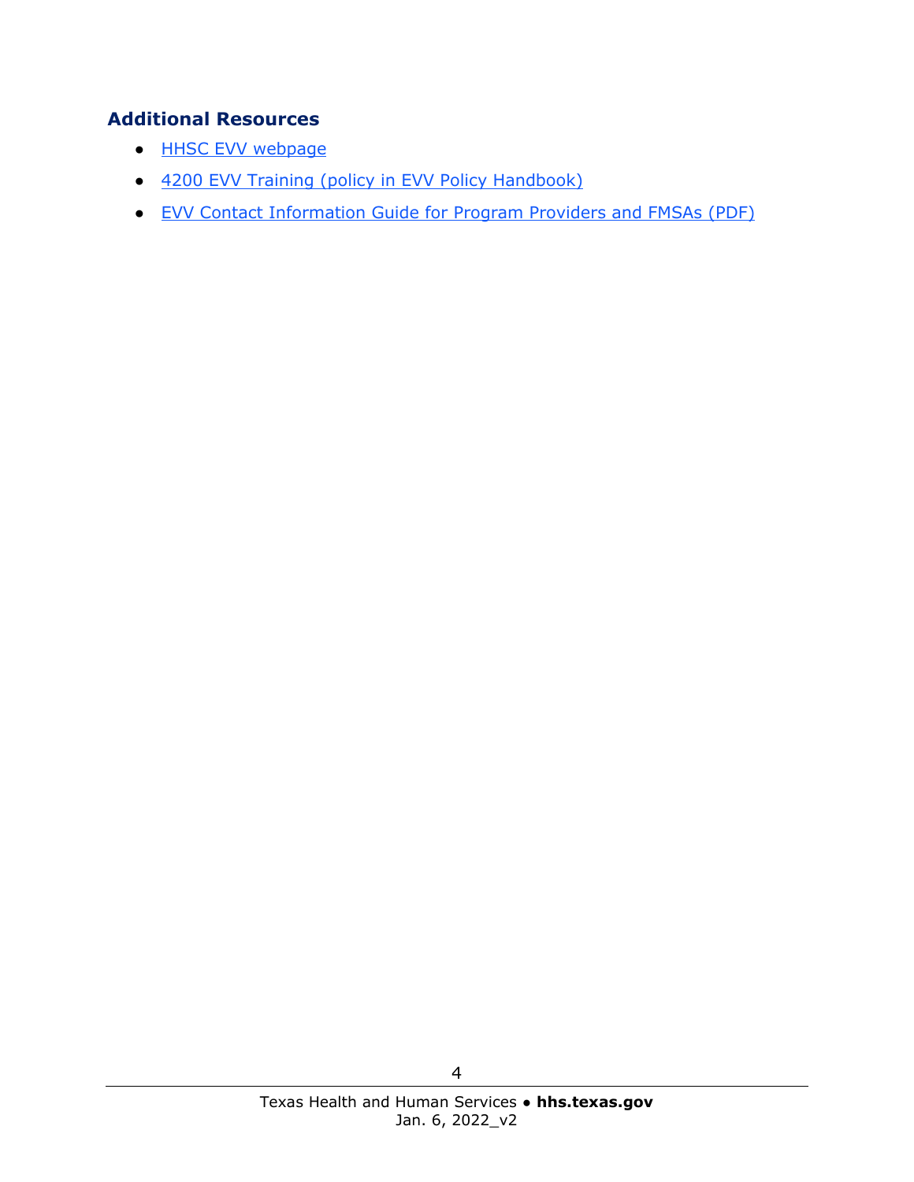## Additional Resources

- [HHSC EVV webpage]
- [4200 EVV Training (policy in EVV Policy Handbook)]
- [EVV Contact Information Guide for Program Providers and FMSAs (PDF)]